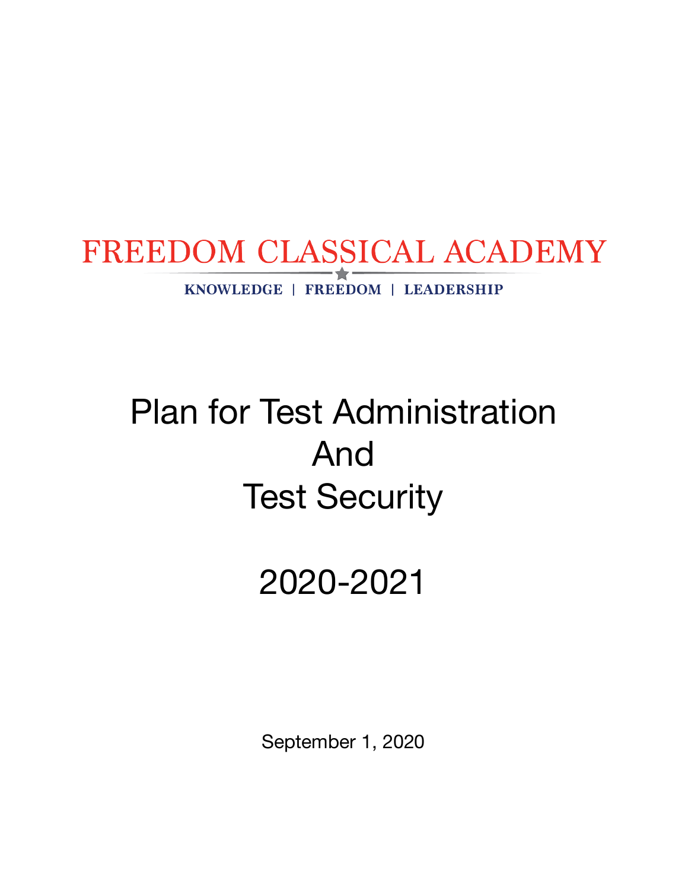# FREEDOM CLASSICAL ACADEMY

**KNOWLEDGE | FREEDOM | LEADERSHIP**

# Plan for Test Administration And Test Security

# 2020-2021

September 1, 2020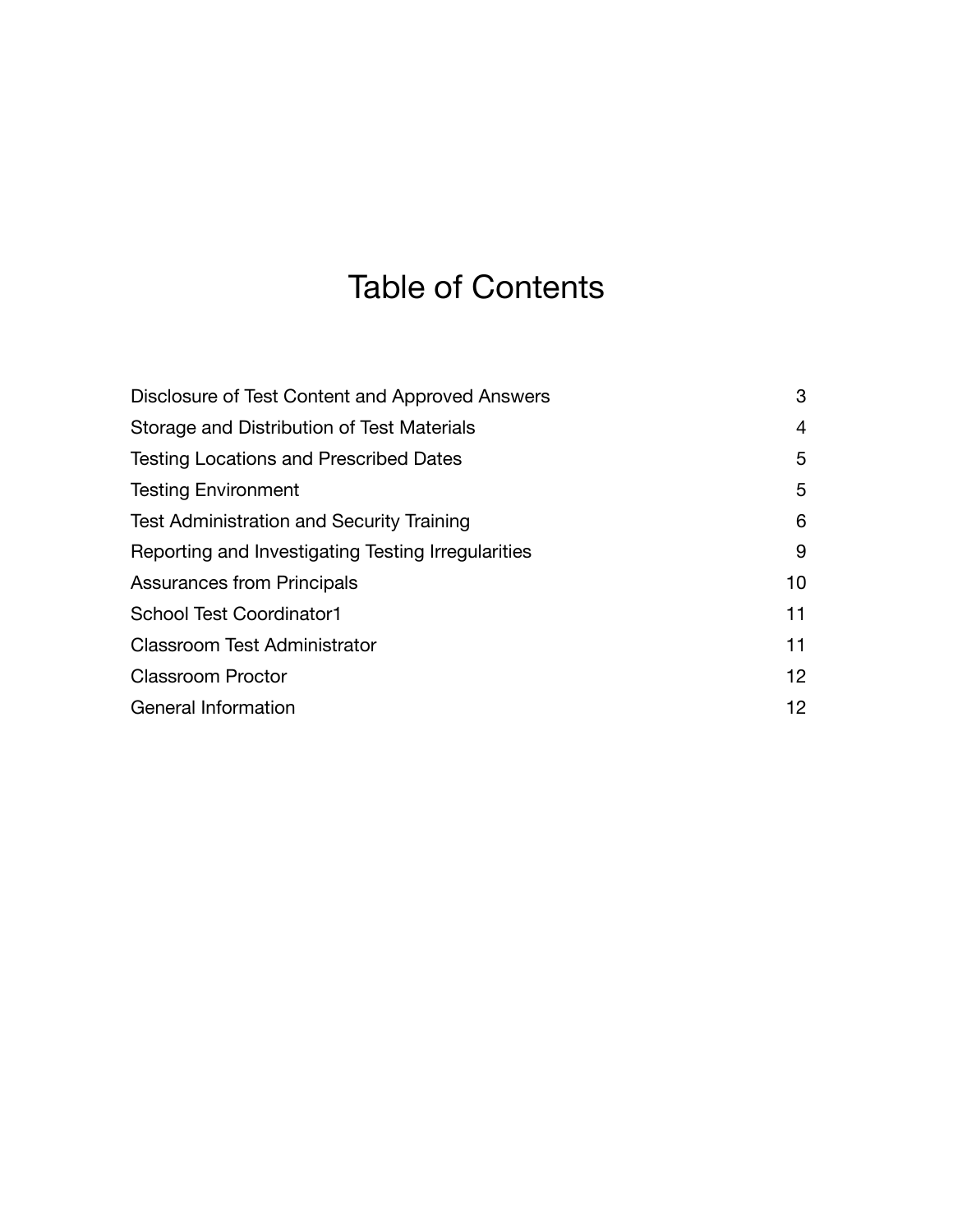# Table of Contents

| | |
|---|---|
| Disclosure of Test Content and Approved Answers | 3 |
| Storage and Distribution of Test Materials | 4 |
| Testing Locations and Prescribed Dates | 5 |
| Testing Environment | 5 |
| Test Administration and Security Training | 6 |
| Reporting and Investigating Testing Irregularities | 9 |
| Assurances from Principals | 10 |
| School Test Coordinator1 | 11 |
| Classroom Test Administrator | 11 |
| Classroom Proctor | 12 |
| General Information | 12 |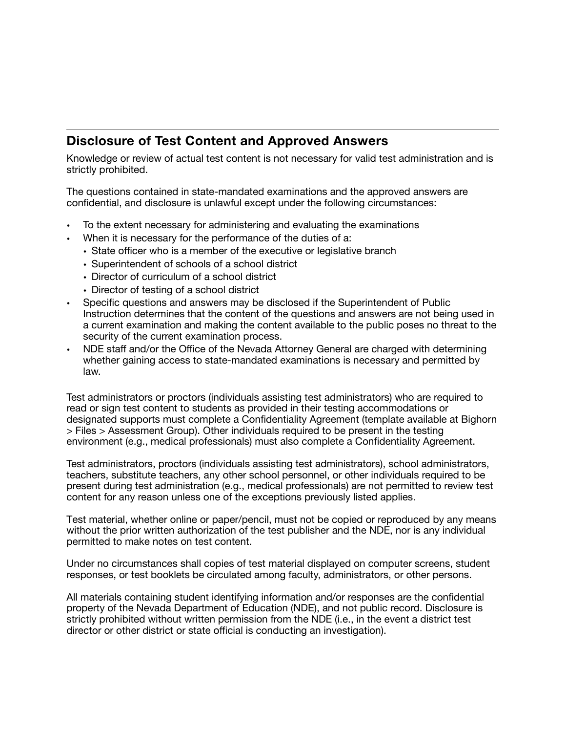## Disclosure of Test Content and Approved Answers

Knowledge or review of actual test content is not necessary for valid test administration and is strictly prohibited.

The questions contained in state-mandated examinations and the approved answers are confidential, and disclosure is unlawful except under the following circumstances:

- To the extent necessary for administering and evaluating the examinations
- When it is necessary for the performance of the duties of a:
  - State officer who is a member of the executive or legislative branch
  - Superintendent of schools of a school district
  - Director of curriculum of a school district
  - Director of testing of a school district
- Specific questions and answers may be disclosed if the Superintendent of Public Instruction determines that the content of the questions and answers are not being used in a current examination and making the content available to the public poses no threat to the security of the current examination process.
- NDE staff and/or the Office of the Nevada Attorney General are charged with determining whether gaining access to state-mandated examinations is necessary and permitted by law.

Test administrators or proctors (individuals assisting test administrators) who are required to read or sign test content to students as provided in their testing accommodations or designated supports must complete a Confidentiality Agreement (template available at Bighorn > Files > Assessment Group). Other individuals required to be present in the testing environment (e.g., medical professionals) must also complete a Confidentiality Agreement.

Test administrators, proctors (individuals assisting test administrators), school administrators, teachers, substitute teachers, any other school personnel, or other individuals required to be present during test administration (e.g., medical professionals) are not permitted to review test content for any reason unless one of the exceptions previously listed applies.

Test material, whether online or paper/pencil, must not be copied or reproduced by any means without the prior written authorization of the test publisher and the NDE, nor is any individual permitted to make notes on test content.

Under no circumstances shall copies of test material displayed on computer screens, student responses, or test booklets be circulated among faculty, administrators, or other persons.

All materials containing student identifying information and/or responses are the confidential property of the Nevada Department of Education (NDE), and not public record. Disclosure is strictly prohibited without written permission from the NDE (i.e., in the event a district test director or other district or state official is conducting an investigation).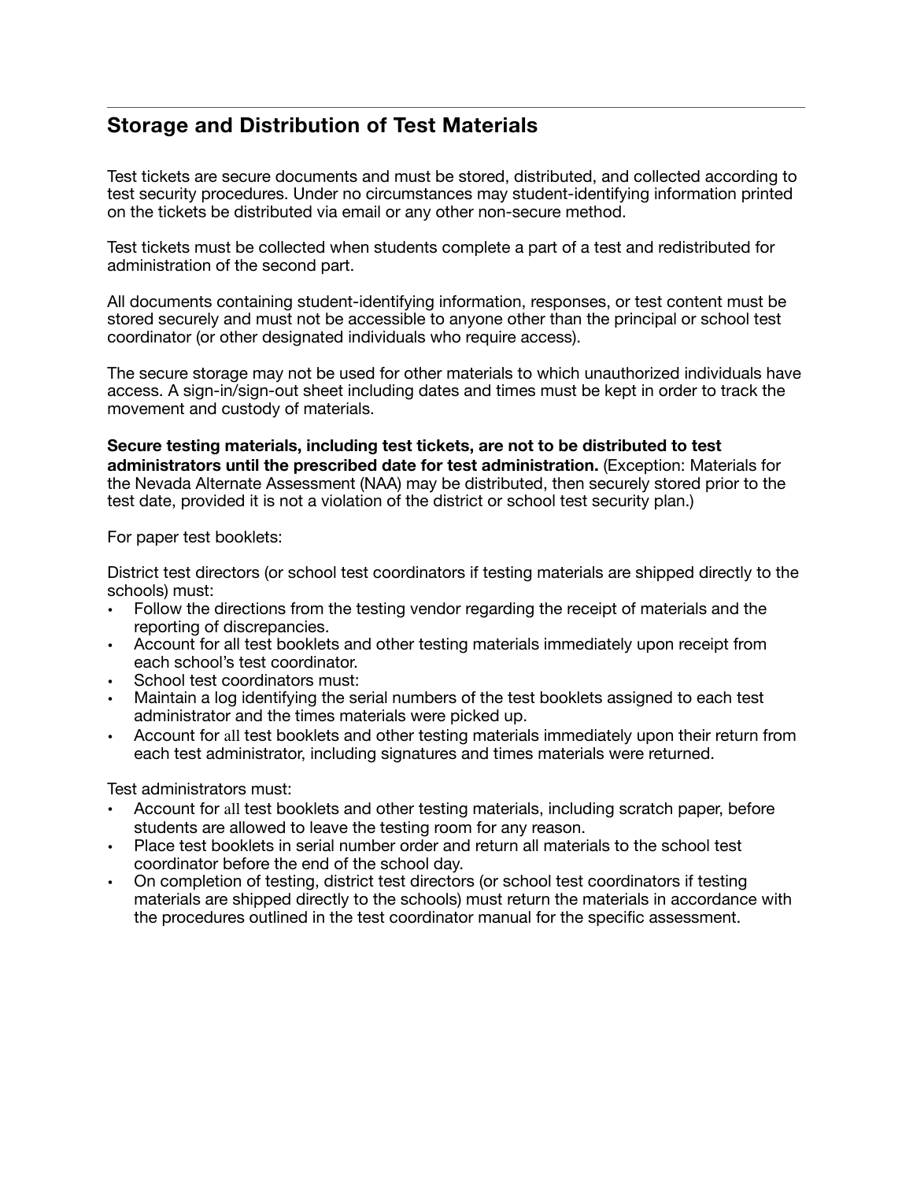## Storage and Distribution of Test Materials

Test tickets are secure documents and must be stored, distributed, and collected according to test security procedures. Under no circumstances may student-identifying information printed on the tickets be distributed via email or any other non-secure method.

Test tickets must be collected when students complete a part of a test and redistributed for administration of the second part.

All documents containing student-identifying information, responses, or test content must be stored securely and must not be accessible to anyone other than the principal or school test coordinator (or other designated individuals who require access).

The secure storage may not be used for other materials to which unauthorized individuals have access. A sign-in/sign-out sheet including dates and times must be kept in order to track the movement and custody of materials.

**Secure testing materials, including test tickets, are not to be distributed to test administrators until the prescribed date for test administration.** (Exception: Materials for the Nevada Alternate Assessment (NAA) may be distributed, then securely stored prior to the test date, provided it is not a violation of the district or school test security plan.)

For paper test booklets:

District test directors (or school test coordinators if testing materials are shipped directly to the schools) must:

- Follow the directions from the testing vendor regarding the receipt of materials and the reporting of discrepancies.
- Account for all test booklets and other testing materials immediately upon receipt from each school's test coordinator.
- School test coordinators must:
- Maintain a log identifying the serial numbers of the test booklets assigned to each test administrator and the times materials were picked up.
- Account for all test booklets and other testing materials immediately upon their return from each test administrator, including signatures and times materials were returned.

Test administrators must:

- Account for all test booklets and other testing materials, including scratch paper, before students are allowed to leave the testing room for any reason.
- Place test booklets in serial number order and return all materials to the school test coordinator before the end of the school day.
- On completion of testing, district test directors (or school test coordinators if testing materials are shipped directly to the schools) must return the materials in accordance with the procedures outlined in the test coordinator manual for the specific assessment.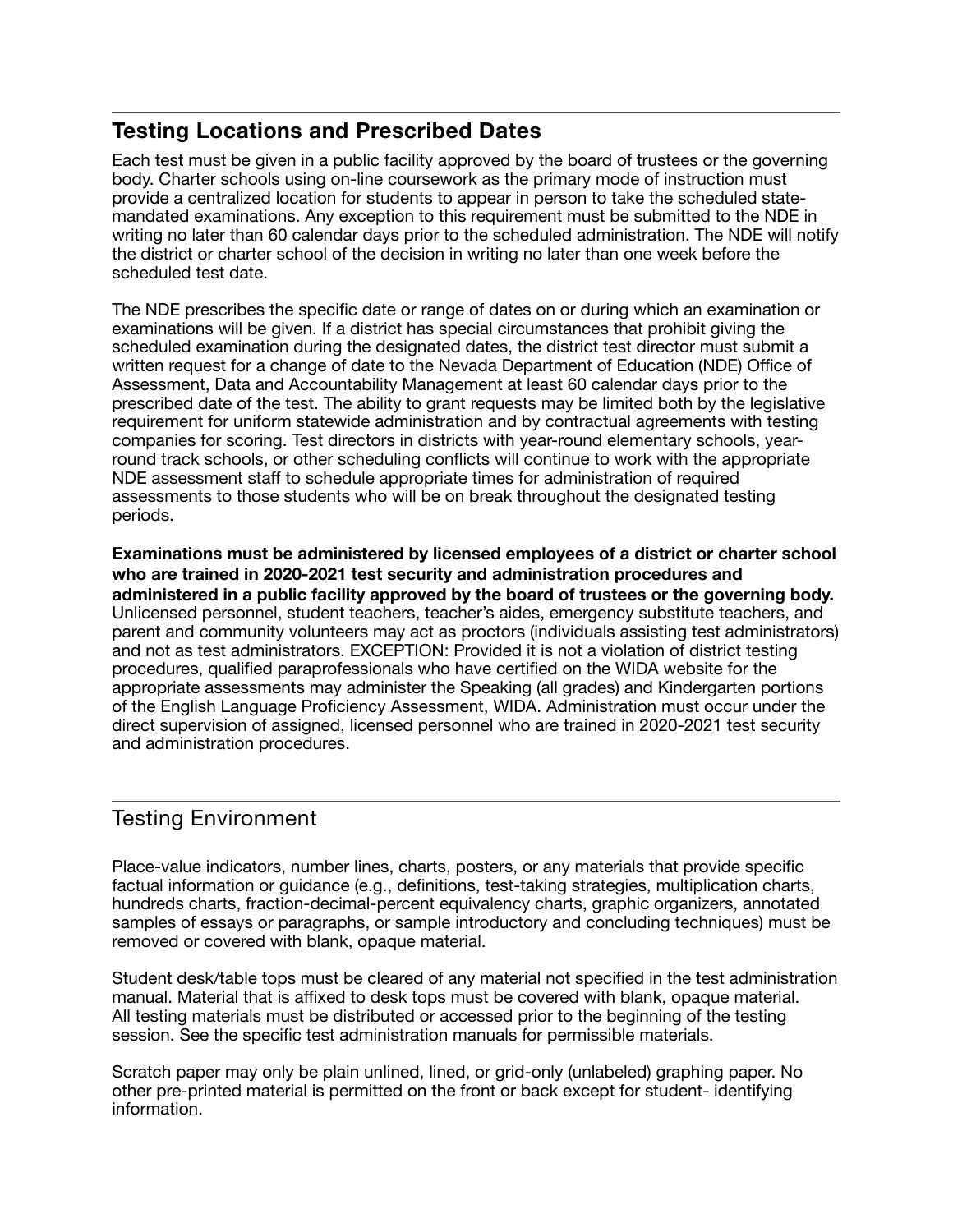## Testing Locations and Prescribed Dates

Each test must be given in a public facility approved by the board of trustees or the governing body. Charter schools using on-line coursework as the primary mode of instruction must provide a centralized location for students to appear in person to take the scheduled state-mandated examinations. Any exception to this requirement must be submitted to the NDE in writing no later than 60 calendar days prior to the scheduled administration. The NDE will notify the district or charter school of the decision in writing no later than one week before the scheduled test date.

The NDE prescribes the specific date or range of dates on or during which an examination or examinations will be given. If a district has special circumstances that prohibit giving the scheduled examination during the designated dates, the district test director must submit a written request for a change of date to the Nevada Department of Education (NDE) Office of Assessment, Data and Accountability Management at least 60 calendar days prior to the prescribed date of the test. The ability to grant requests may be limited both by the legislative requirement for uniform statewide administration and by contractual agreements with testing companies for scoring. Test directors in districts with year-round elementary schools, year-round track schools, or other scheduling conflicts will continue to work with the appropriate NDE assessment staff to schedule appropriate times for administration of required assessments to those students who will be on break throughout the designated testing periods.

**Examinations must be administered by licensed employees of a district or charter school who are trained in 2020-2021 test security and administration procedures and administered in a public facility approved by the board of trustees or the governing body.** Unlicensed personnel, student teachers, teacher's aides, emergency substitute teachers, and parent and community volunteers may act as proctors (individuals assisting test administrators) and not as test administrators. EXCEPTION: Provided it is not a violation of district testing procedures, qualified paraprofessionals who have certified on the WIDA website for the appropriate assessments may administer the Speaking (all grades) and Kindergarten portions of the English Language Proficiency Assessment, WIDA. Administration must occur under the direct supervision of assigned, licensed personnel who are trained in 2020-2021 test security and administration procedures.

## Testing Environment

Place-value indicators, number lines, charts, posters, or any materials that provide specific factual information or guidance (e.g., definitions, test-taking strategies, multiplication charts, hundreds charts, fraction-decimal-percent equivalency charts, graphic organizers, annotated samples of essays or paragraphs, or sample introductory and concluding techniques) must be removed or covered with blank, opaque material.

Student desk/table tops must be cleared of any material not specified in the test administration manual. Material that is affixed to desk tops must be covered with blank, opaque material. All testing materials must be distributed or accessed prior to the beginning of the testing session. See the specific test administration manuals for permissible materials.

Scratch paper may only be plain unlined, lined, or grid-only (unlabeled) graphing paper. No other pre-printed material is permitted on the front or back except for student- identifying information.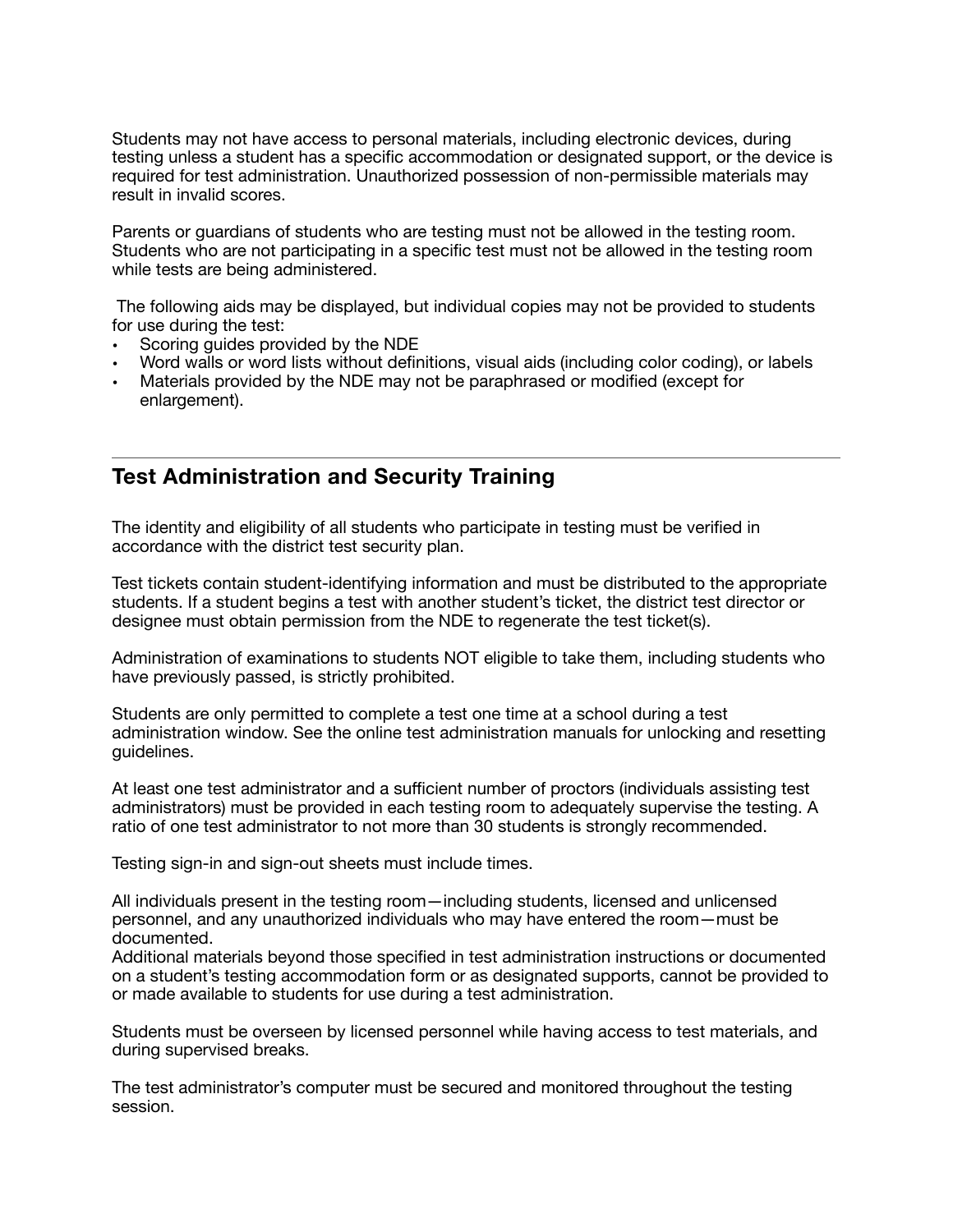Students may not have access to personal materials, including electronic devices, during testing unless a student has a specific accommodation or designated support, or the device is required for test administration. Unauthorized possession of non-permissible materials may result in invalid scores.

Parents or guardians of students who are testing must not be allowed in the testing room. Students who are not participating in a specific test must not be allowed in the testing room while tests are being administered.

The following aids may be displayed, but individual copies may not be provided to students for use during the test:

- Scoring guides provided by the NDE
- Word walls or word lists without definitions, visual aids (including color coding), or labels
- Materials provided by the NDE may not be paraphrased or modified (except for enlargement).

---

## Test Administration and Security Training

The identity and eligibility of all students who participate in testing must be verified in accordance with the district test security plan.

Test tickets contain student-identifying information and must be distributed to the appropriate students. If a student begins a test with another student's ticket, the district test director or designee must obtain permission from the NDE to regenerate the test ticket(s).

Administration of examinations to students NOT eligible to take them, including students who have previously passed, is strictly prohibited.

Students are only permitted to complete a test one time at a school during a test administration window. See the online test administration manuals for unlocking and resetting guidelines.

At least one test administrator and a sufficient number of proctors (individuals assisting test administrators) must be provided in each testing room to adequately supervise the testing. A ratio of one test administrator to not more than 30 students is strongly recommended.

Testing sign-in and sign-out sheets must include times.

All individuals present in the testing room—including students, licensed and unlicensed personnel, and any unauthorized individuals who may have entered the room—must be documented.
Additional materials beyond those specified in test administration instructions or documented on a student's testing accommodation form or as designated supports, cannot be provided to or made available to students for use during a test administration.

Students must be overseen by licensed personnel while having access to test materials, and during supervised breaks.

The test administrator's computer must be secured and monitored throughout the testing session.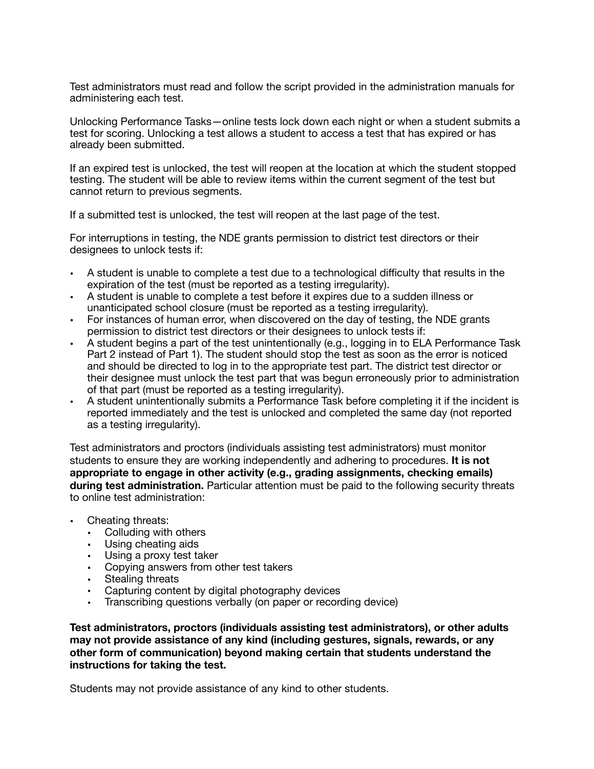Test administrators must read and follow the script provided in the administration manuals for administering each test.

Unlocking Performance Tasks—online tests lock down each night or when a student submits a test for scoring. Unlocking a test allows a student to access a test that has expired or has already been submitted.

If an expired test is unlocked, the test will reopen at the location at which the student stopped testing. The student will be able to review items within the current segment of the test but cannot return to previous segments.

If a submitted test is unlocked, the test will reopen at the last page of the test.

For interruptions in testing, the NDE grants permission to district test directors or their designees to unlock tests if:

- A student is unable to complete a test due to a technological difficulty that results in the expiration of the test (must be reported as a testing irregularity).
- A student is unable to complete a test before it expires due to a sudden illness or unanticipated school closure (must be reported as a testing irregularity).
- For instances of human error, when discovered on the day of testing, the NDE grants permission to district test directors or their designees to unlock tests if:
- A student begins a part of the test unintentionally (e.g., logging in to ELA Performance Task Part 2 instead of Part 1). The student should stop the test as soon as the error is noticed and should be directed to log in to the appropriate test part. The district test director or their designee must unlock the test part that was begun erroneously prior to administration of that part (must be reported as a testing irregularity).
- A student unintentionally submits a Performance Task before completing it if the incident is reported immediately and the test is unlocked and completed the same day (not reported as a testing irregularity).

Test administrators and proctors (individuals assisting test administrators) must monitor students to ensure they are working independently and adhering to procedures. **It is not appropriate to engage in other activity (e.g., grading assignments, checking emails) during test administration.** Particular attention must be paid to the following security threats to online test administration:

- Cheating threats:
  - Colluding with others
  - Using cheating aids
  - Using a proxy test taker
  - Copying answers from other test takers
  - Stealing threats
  - Capturing content by digital photography devices
  - Transcribing questions verbally (on paper or recording device)

**Test administrators, proctors (individuals assisting test administrators), or other adults may not provide assistance of any kind (including gestures, signals, rewards, or any other form of communication) beyond making certain that students understand the instructions for taking the test.**

Students may not provide assistance of any kind to other students.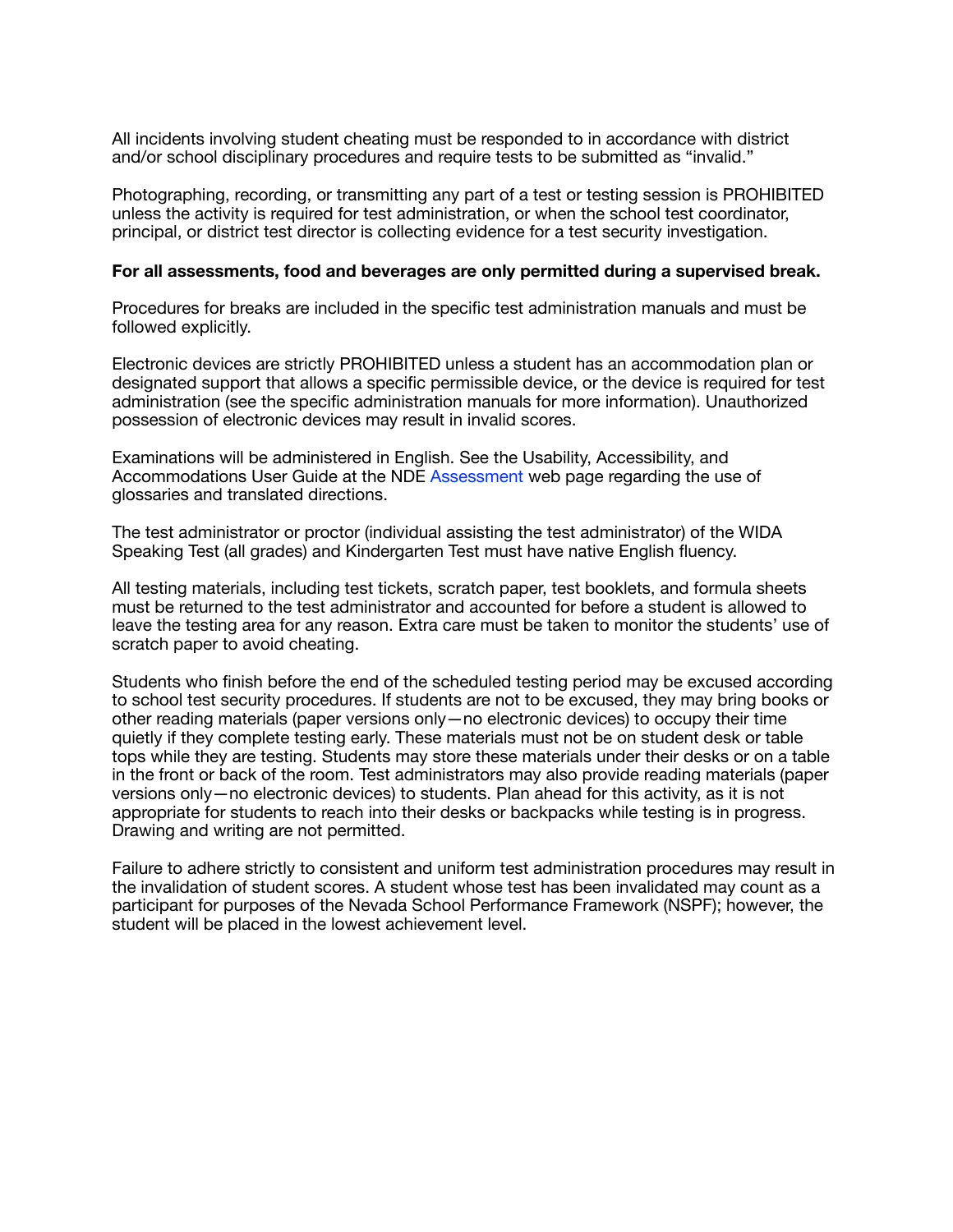All incidents involving student cheating must be responded to in accordance with district and/or school disciplinary procedures and require tests to be submitted as "invalid."

Photographing, recording, or transmitting any part of a test or testing session is PROHIBITED unless the activity is required for test administration, or when the school test coordinator, principal, or district test director is collecting evidence for a test security investigation.

**For all assessments, food and beverages are only permitted during a supervised break.**

Procedures for breaks are included in the specific test administration manuals and must be followed explicitly.

Electronic devices are strictly PROHIBITED unless a student has an accommodation plan or designated support that allows a specific permissible device, or the device is required for test administration (see the specific administration manuals for more information). Unauthorized possession of electronic devices may result in invalid scores.

Examinations will be administered in English. See the Usability, Accessibility, and Accommodations User Guide at the NDE Assessment web page regarding the use of glossaries and translated directions.

The test administrator or proctor (individual assisting the test administrator) of the WIDA Speaking Test (all grades) and Kindergarten Test must have native English fluency.

All testing materials, including test tickets, scratch paper, test booklets, and formula sheets must be returned to the test administrator and accounted for before a student is allowed to leave the testing area for any reason. Extra care must be taken to monitor the students' use of scratch paper to avoid cheating.

Students who finish before the end of the scheduled testing period may be excused according to school test security procedures. If students are not to be excused, they may bring books or other reading materials (paper versions only—no electronic devices) to occupy their time quietly if they complete testing early. These materials must not be on student desk or table tops while they are testing. Students may store these materials under their desks or on a table in the front or back of the room. Test administrators may also provide reading materials (paper versions only—no electronic devices) to students. Plan ahead for this activity, as it is not appropriate for students to reach into their desks or backpacks while testing is in progress. Drawing and writing are not permitted.

Failure to adhere strictly to consistent and uniform test administration procedures may result in the invalidation of student scores. A student whose test has been invalidated may count as a participant for purposes of the Nevada School Performance Framework (NSPF); however, the student will be placed in the lowest achievement level.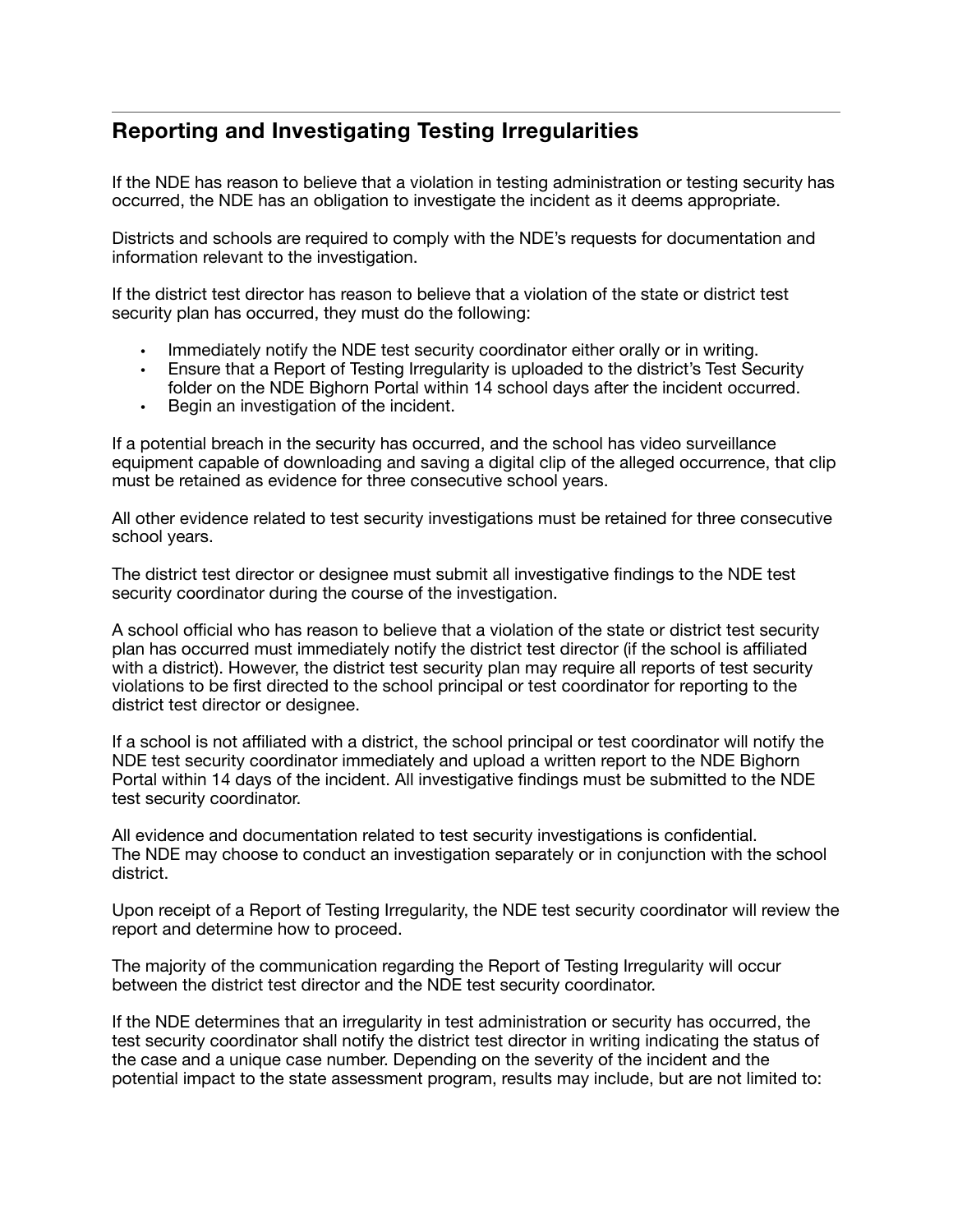## Reporting and Investigating Testing Irregularities

If the NDE has reason to believe that a violation in testing administration or testing security has occurred, the NDE has an obligation to investigate the incident as it deems appropriate.

Districts and schools are required to comply with the NDE's requests for documentation and information relevant to the investigation.

If the district test director has reason to believe that a violation of the state or district test security plan has occurred, they must do the following:

- Immediately notify the NDE test security coordinator either orally or in writing.
- Ensure that a Report of Testing Irregularity is uploaded to the district's Test Security folder on the NDE Bighorn Portal within 14 school days after the incident occurred.
- Begin an investigation of the incident.

If a potential breach in the security has occurred, and the school has video surveillance equipment capable of downloading and saving a digital clip of the alleged occurrence, that clip must be retained as evidence for three consecutive school years.

All other evidence related to test security investigations must be retained for three consecutive school years.

The district test director or designee must submit all investigative findings to the NDE test security coordinator during the course of the investigation.

A school official who has reason to believe that a violation of the state or district test security plan has occurred must immediately notify the district test director (if the school is affiliated with a district). However, the district test security plan may require all reports of test security violations to be first directed to the school principal or test coordinator for reporting to the district test director or designee.

If a school is not affiliated with a district, the school principal or test coordinator will notify the NDE test security coordinator immediately and upload a written report to the NDE Bighorn Portal within 14 days of the incident. All investigative findings must be submitted to the NDE test security coordinator.

All evidence and documentation related to test security investigations is confidential.
The NDE may choose to conduct an investigation separately or in conjunction with the school district.

Upon receipt of a Report of Testing Irregularity, the NDE test security coordinator will review the report and determine how to proceed.

The majority of the communication regarding the Report of Testing Irregularity will occur between the district test director and the NDE test security coordinator.

If the NDE determines that an irregularity in test administration or security has occurred, the test security coordinator shall notify the district test director in writing indicating the status of the case and a unique case number. Depending on the severity of the incident and the potential impact to the state assessment program, results may include, but are not limited to: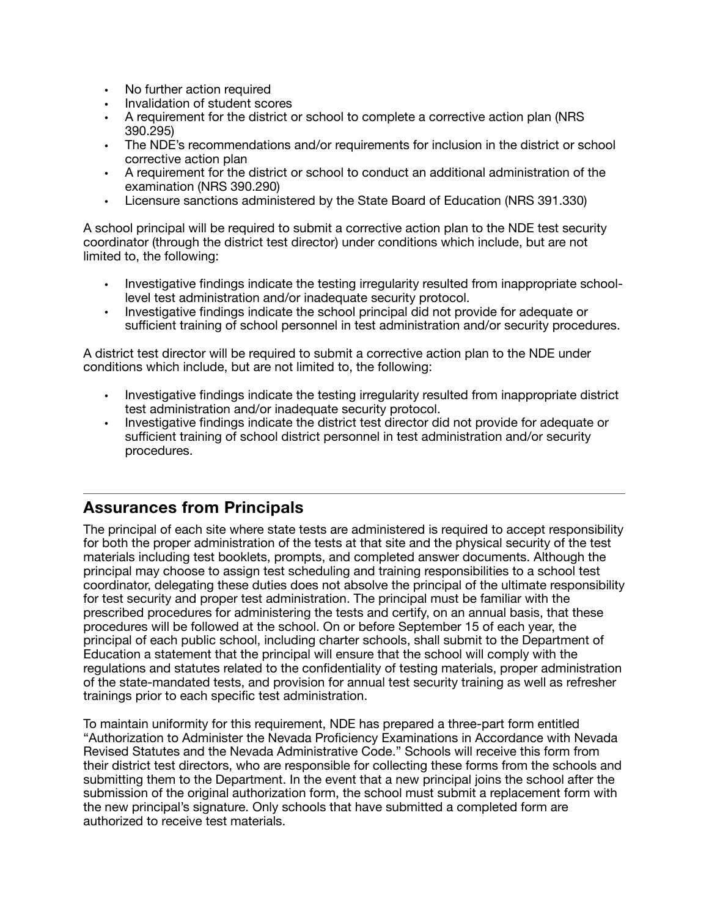- No further action required
- Invalidation of student scores
- A requirement for the district or school to complete a corrective action plan (NRS 390.295)
- The NDE's recommendations and/or requirements for inclusion in the district or school corrective action plan
- A requirement for the district or school to conduct an additional administration of the examination (NRS 390.290)
- Licensure sanctions administered by the State Board of Education (NRS 391.330)

A school principal will be required to submit a corrective action plan to the NDE test security coordinator (through the district test director) under conditions which include, but are not limited to, the following:

- Investigative findings indicate the testing irregularity resulted from inappropriate school-level test administration and/or inadequate security protocol.
- Investigative findings indicate the school principal did not provide for adequate or sufficient training of school personnel in test administration and/or security procedures.

A district test director will be required to submit a corrective action plan to the NDE under conditions which include, but are not limited to, the following:

- Investigative findings indicate the testing irregularity resulted from inappropriate district test administration and/or inadequate security protocol.
- Investigative findings indicate the district test director did not provide for adequate or sufficient training of school district personnel in test administration and/or security procedures.

---

## Assurances from Principals

The principal of each site where state tests are administered is required to accept responsibility for both the proper administration of the tests at that site and the physical security of the test materials including test booklets, prompts, and completed answer documents. Although the principal may choose to assign test scheduling and training responsibilities to a school test coordinator, delegating these duties does not absolve the principal of the ultimate responsibility for test security and proper test administration. The principal must be familiar with the prescribed procedures for administering the tests and certify, on an annual basis, that these procedures will be followed at the school. On or before September 15 of each year, the principal of each public school, including charter schools, shall submit to the Department of Education a statement that the principal will ensure that the school will comply with the regulations and statutes related to the confidentiality of testing materials, proper administration of the state-mandated tests, and provision for annual test security training as well as refresher trainings prior to each specific test administration.

To maintain uniformity for this requirement, NDE has prepared a three-part form entitled "Authorization to Administer the Nevada Proficiency Examinations in Accordance with Nevada Revised Statutes and the Nevada Administrative Code." Schools will receive this form from their district test directors, who are responsible for collecting these forms from the schools and submitting them to the Department. In the event that a new principal joins the school after the submission of the original authorization form, the school must submit a replacement form with the new principal's signature. Only schools that have submitted a completed form are authorized to receive test materials.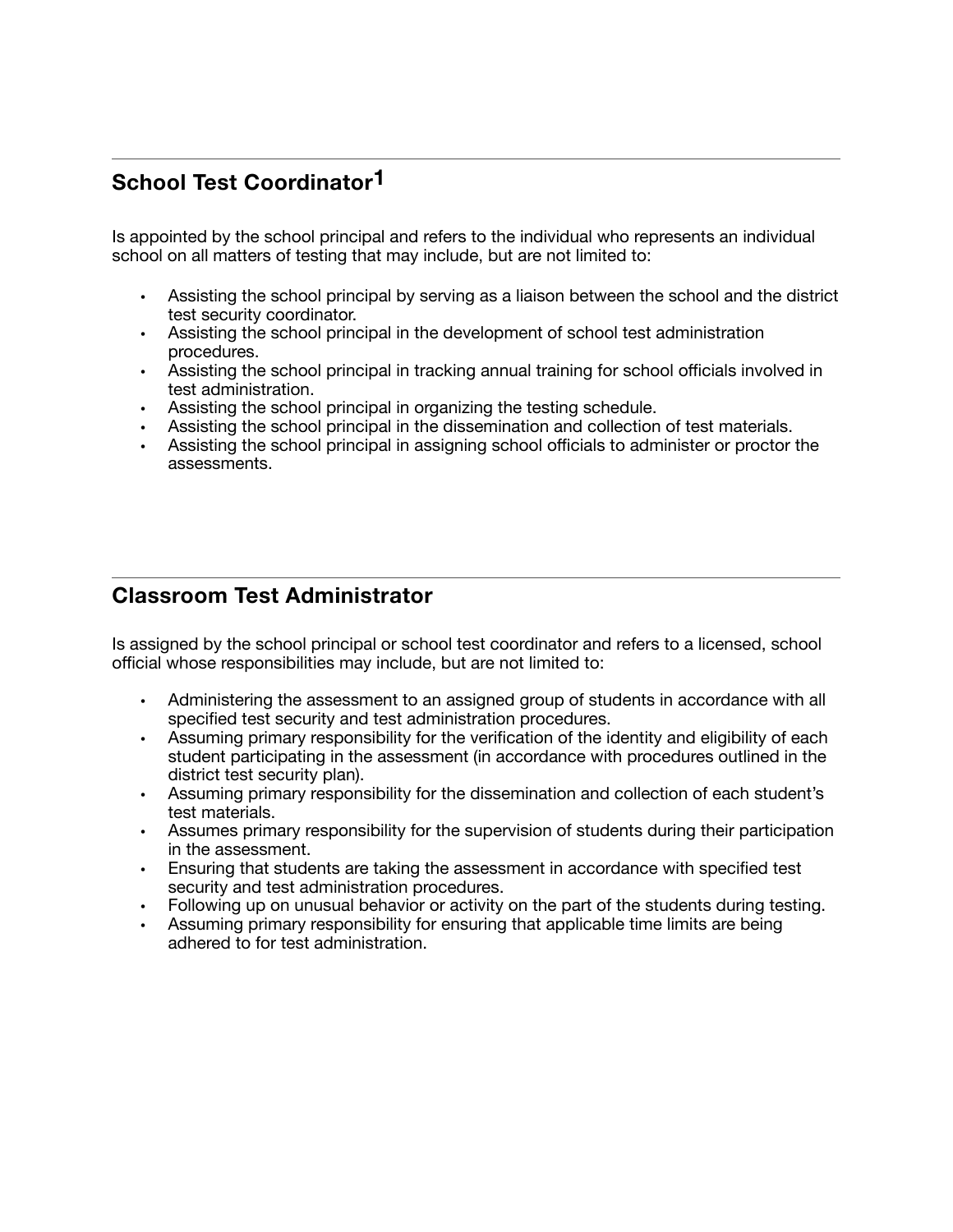## School Test Coordinator[1]

Is appointed by the school principal and refers to the individual who represents an individual school on all matters of testing that may include, but are not limited to:

- Assisting the school principal by serving as a liaison between the school and the district test security coordinator.
- Assisting the school principal in the development of school test administration procedures.
- Assisting the school principal in tracking annual training for school officials involved in test administration.
- Assisting the school principal in organizing the testing schedule.
- Assisting the school principal in the dissemination and collection of test materials.
- Assisting the school principal in assigning school officials to administer or proctor the assessments.

## Classroom Test Administrator

Is assigned by the school principal or school test coordinator and refers to a licensed, school official whose responsibilities may include, but are not limited to:

- Administering the assessment to an assigned group of students in accordance with all specified test security and test administration procedures.
- Assuming primary responsibility for the verification of the identity and eligibility of each student participating in the assessment (in accordance with procedures outlined in the district test security plan).
- Assuming primary responsibility for the dissemination and collection of each student's test materials.
- Assumes primary responsibility for the supervision of students during their participation in the assessment.
- Ensuring that students are taking the assessment in accordance with specified test security and test administration procedures.
- Following up on unusual behavior or activity on the part of the students during testing.
- Assuming primary responsibility for ensuring that applicable time limits are being adhered to for test administration.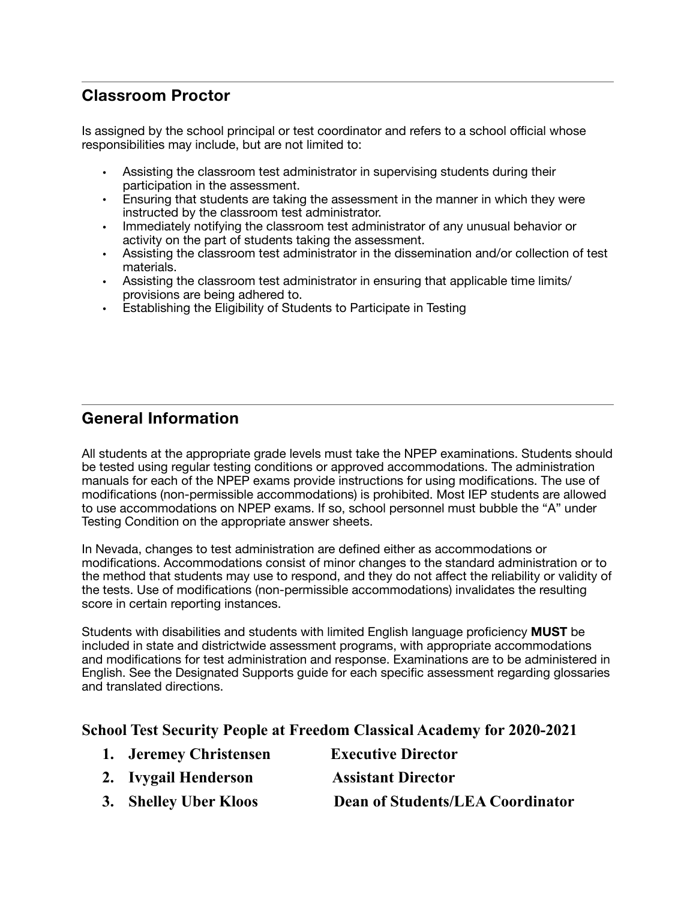## Classroom Proctor

Is assigned by the school principal or test coordinator and refers to a school official whose responsibilities may include, but are not limited to:

- Assisting the classroom test administrator in supervising students during their participation in the assessment.
- Ensuring that students are taking the assessment in the manner in which they were instructed by the classroom test administrator.
- Immediately notifying the classroom test administrator of any unusual behavior or activity on the part of students taking the assessment.
- Assisting the classroom test administrator in the dissemination and/or collection of test materials.
- Assisting the classroom test administrator in ensuring that applicable time limits/ provisions are being adhered to.
- Establishing the Eligibility of Students to Participate in Testing

## General Information

All students at the appropriate grade levels must take the NPEP examinations. Students should be tested using regular testing conditions or approved accommodations. The administration manuals for each of the NPEP exams provide instructions for using modifications. The use of modifications (non-permissible accommodations) is prohibited. Most IEP students are allowed to use accommodations on NPEP exams. If so, school personnel must bubble the "A" under Testing Condition on the appropriate answer sheets.

In Nevada, changes to test administration are defined either as accommodations or modifications. Accommodations consist of minor changes to the standard administration or to the method that students may use to respond, and they do not affect the reliability or validity of the tests. Use of modifications (non-permissible accommodations) invalidates the resulting score in certain reporting instances.

Students with disabilities and students with limited English language proficiency **MUST** be included in state and districtwide assessment programs, with appropriate accommodations and modifications for test administration and response. Examinations are to be administered in English. See the Designated Supports guide for each specific assessment regarding glossaries and translated directions.

### School Test Security People at Freedom Classical Academy for 2020-2021

1. **Jeremey Christensen** **Executive Director**
2. **Ivygail Henderson** **Assistant Director**
3. **Shelley Uber Kloos** **Dean of Students/LEA Coordinator**